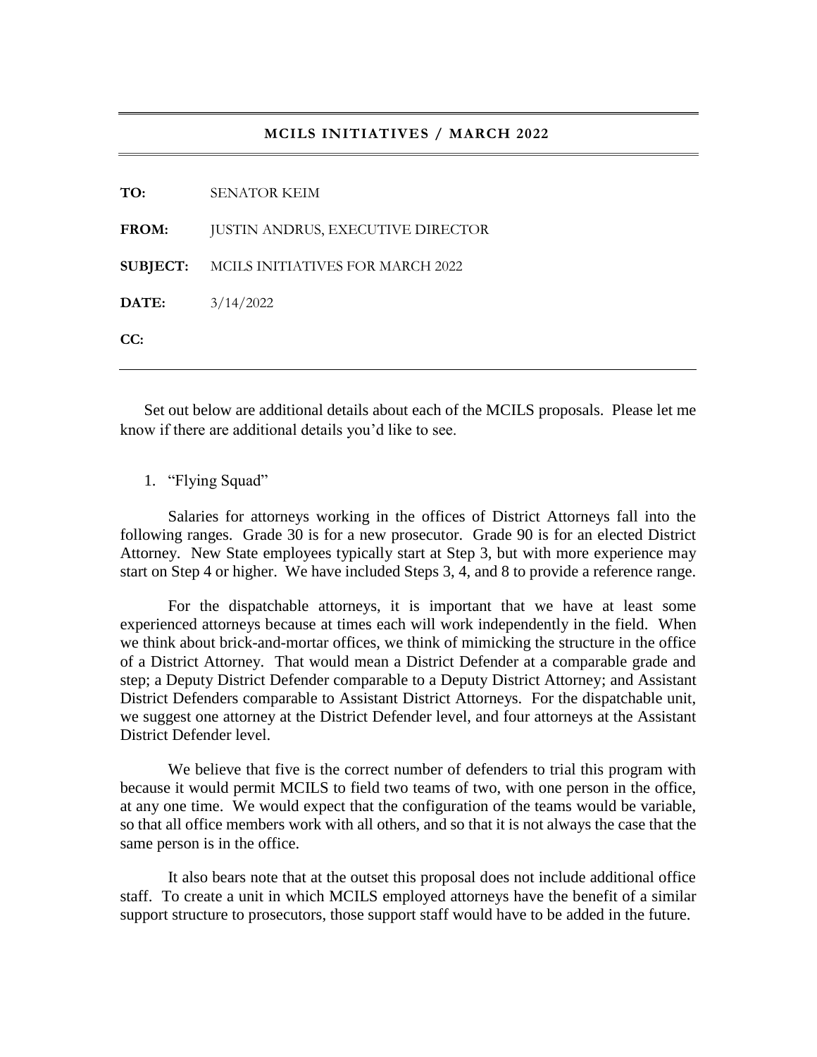## MCILS INITIATIVES / MARCH 2022

**TO:** SENATOR KEIM

**FROM:** JUSTIN ANDRUS, EXECUTIVE DIRECTOR

**SUBJECT:** MCILS INITIATIVES FOR MARCH 2022

**DATE:** 3/14/2022

**CC:**

---

Set out below are additional details about each of the MCILS proposals. Please let me know if there are additional details you'd like to see.

1. "Flying Squad"

Salaries for attorneys working in the offices of District Attorneys fall into the following ranges. Grade 30 is for a new prosecutor. Grade 90 is for an elected District Attorney. New State employees typically start at Step 3, but with more experience may start on Step 4 or higher. We have included Steps 3, 4, and 8 to provide a reference range.

For the dispatchable attorneys, it is important that we have at least some experienced attorneys because at times each will work independently in the field. When we think about brick-and-mortar offices, we think of mimicking the structure in the office of a District Attorney. That would mean a District Defender at a comparable grade and step; a Deputy District Defender comparable to a Deputy District Attorney; and Assistant District Defenders comparable to Assistant District Attorneys. For the dispatchable unit, we suggest one attorney at the District Defender level, and four attorneys at the Assistant District Defender level.

We believe that five is the correct number of defenders to trial this program with because it would permit MCILS to field two teams of two, with one person in the office, at any one time. We would expect that the configuration of the teams would be variable, so that all office members work with all others, and so that it is not always the case that the same person is in the office.

It also bears note that at the outset this proposal does not include additional office staff. To create a unit in which MCILS employed attorneys have the benefit of a similar support structure to prosecutors, those support staff would have to be added in the future.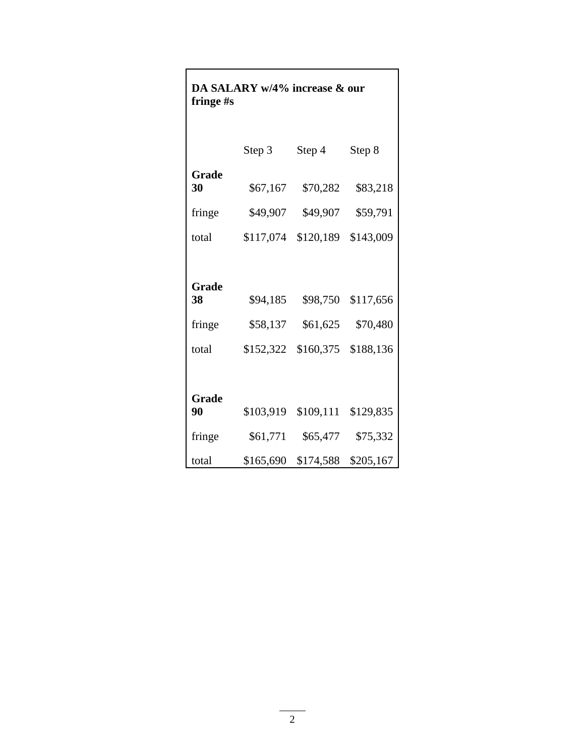**DA SALARY w/4% increase & our fringe #s**

| | Step 3 | Step 4 | Step 8 |
|---|---|---|---|
| **Grade 30** | $67,167 | $70,282 | $83,218 |
| fringe | $49,907 | $49,907 | $59,791 |
| total | $117,074 | $120,189 | $143,009 |
| | | | |
| **Grade 38** | $94,185 | $98,750 | $117,656 |
| fringe | $58,137 | $61,625 | $70,480 |
| total | $152,322 | $160,375 | $188,136 |
| | | | |
| **Grade 90** | $103,919 | $109,111 | $129,835 |
| fringe | $61,771 | $65,477 | $75,332 |
| total | $165,690 | $174,588 | $205,167 |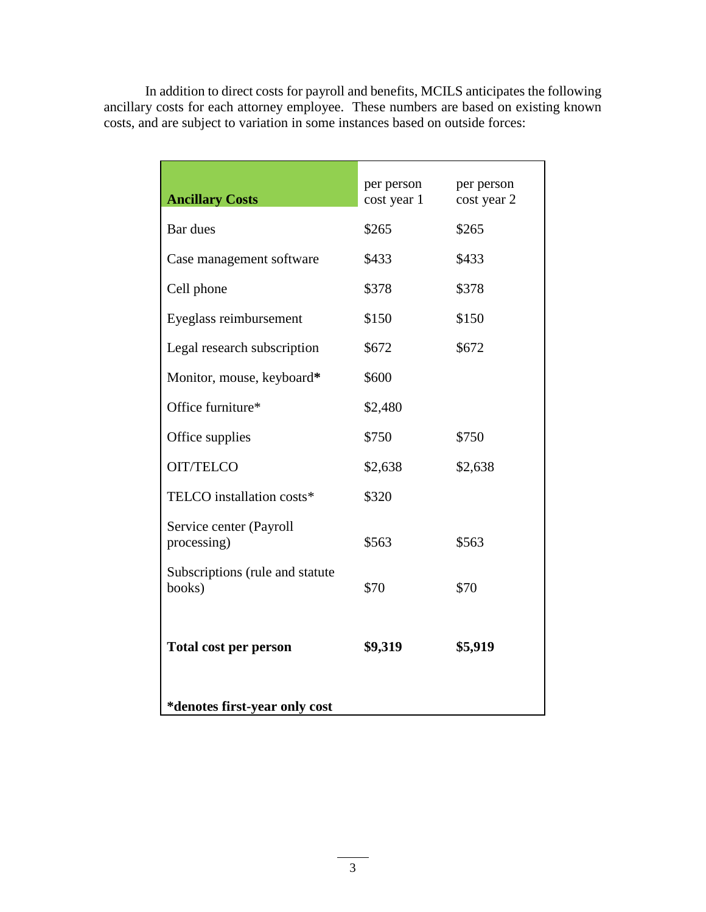In addition to direct costs for payroll and benefits, MCILS anticipates the following ancillary costs for each attorney employee. These numbers are based on existing known costs, and are subject to variation in some instances based on outside forces:

| **Ancillary Costs** | per person cost year 1 | per person cost year 2 |
|---|---|---|
| Bar dues | $265 | $265 |
| Case management software | $433 | $433 |
| Cell phone | $378 | $378 |
| Eyeglass reimbursement | $150 | $150 |
| Legal research subscription | $672 | $672 |
| Monitor, mouse, keyboard* | $600 | |
| Office furniture* | $2,480 | |
| Office supplies | $750 | $750 |
| OIT/TELCO | $2,638 | $2,638 |
| TELCO installation costs* | $320 | |
| Service center (Payroll processing) | $563 | $563 |
| Subscriptions (rule and statute books) | $70 | $70 |
| **Total cost per person** | **$9,319** | **$5,919** |

***denotes first-year only cost**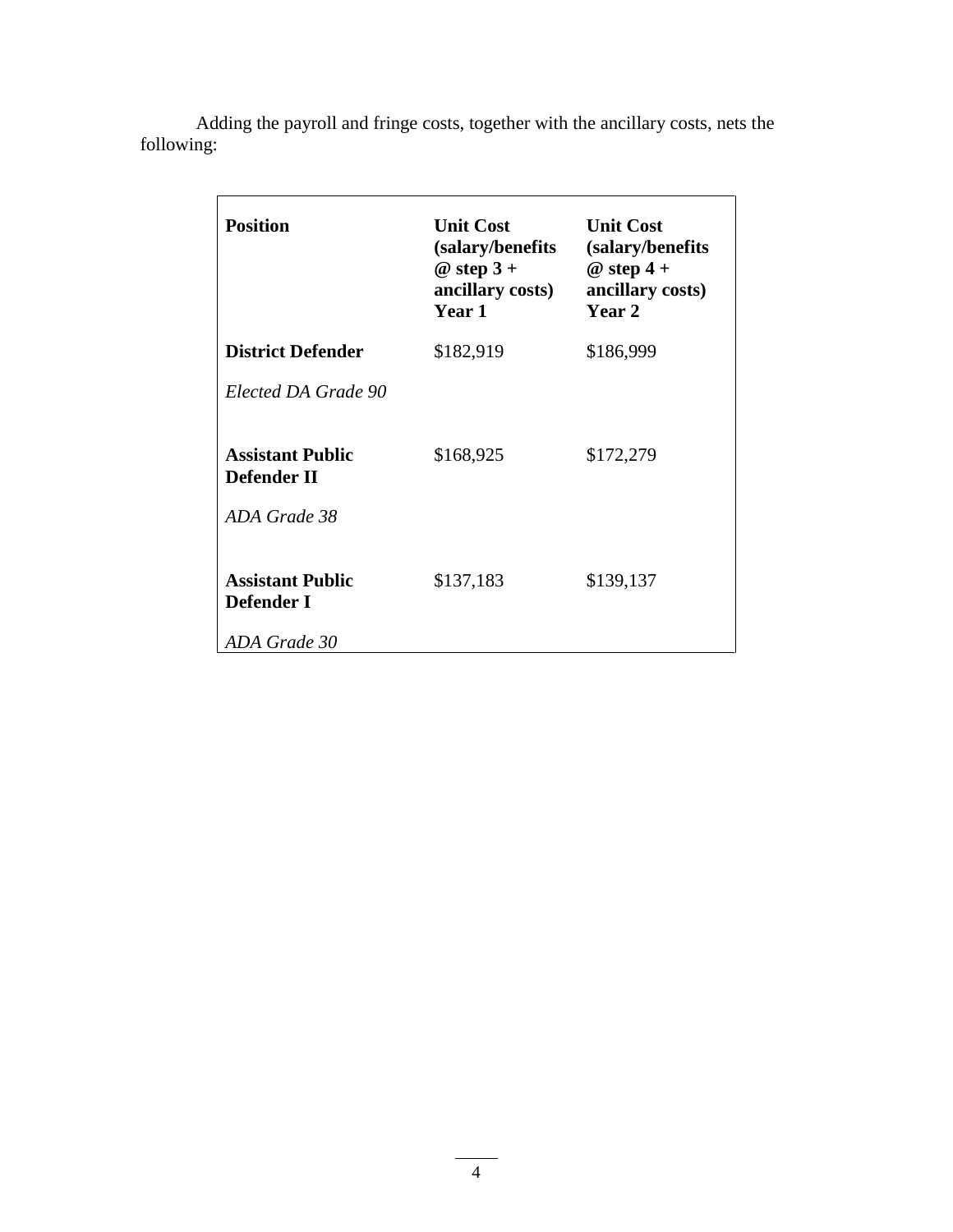Adding the payroll and fringe costs, together with the ancillary costs, nets the following:

| Position | Unit Cost (salary/benefits @ step 3 + ancillary costs) Year 1 | Unit Cost (salary/benefits @ step 4 + ancillary costs) Year 2 |
|---|---|---|
| **District Defender**<br>*Elected DA Grade 90* | $182,919 | $186,999 |
| **Assistant Public Defender II**<br>*ADA Grade 38* | $168,925 | $172,279 |
| **Assistant Public Defender I**<br>*ADA Grade 30* | $137,183 | $139,137 |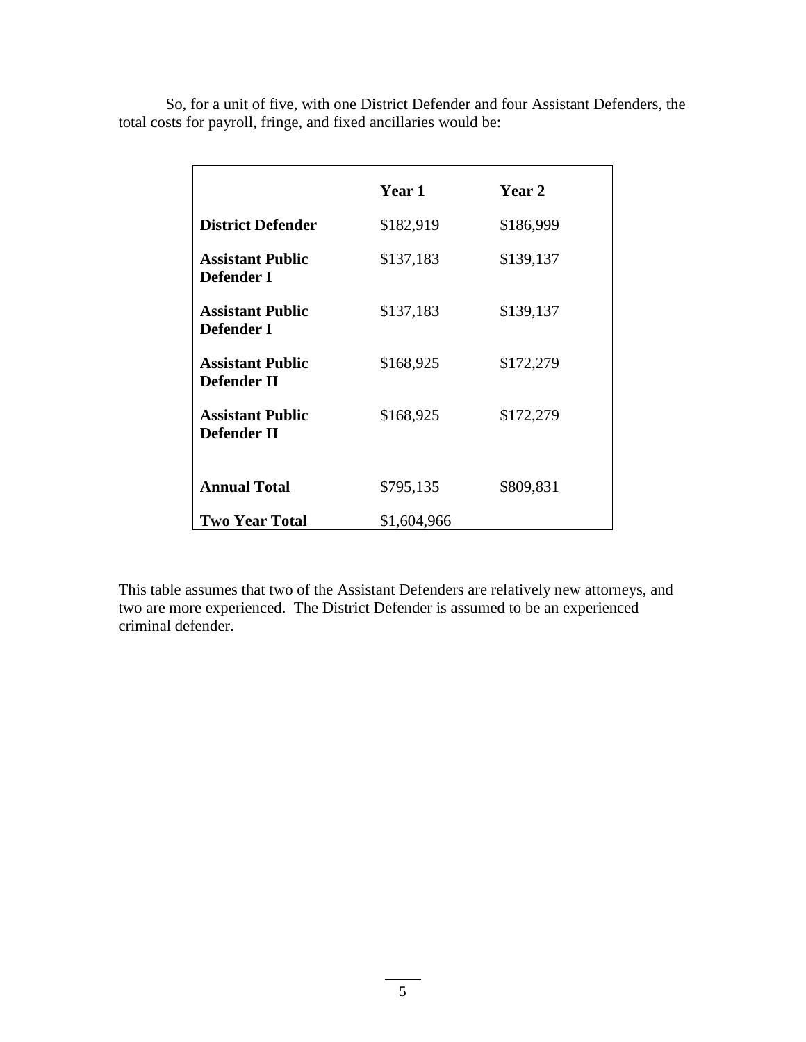So, for a unit of five, with one District Defender and four Assistant Defenders, the total costs for payroll, fringe, and fixed ancillaries would be:

| | **Year 1** | **Year 2** |
|---|---|---|
| **District Defender** | $182,919 | $186,999 |
| **Assistant Public Defender I** | $137,183 | $139,137 |
| **Assistant Public Defender I** | $137,183 | $139,137 |
| **Assistant Public Defender II** | $168,925 | $172,279 |
| **Assistant Public Defender II** | $168,925 | $172,279 |
| **Annual Total** | $795,135 | $809,831 |
| **Two Year Total** | $1,604,966 | |

This table assumes that two of the Assistant Defenders are relatively new attorneys, and two are more experienced. The District Defender is assumed to be an experienced criminal defender.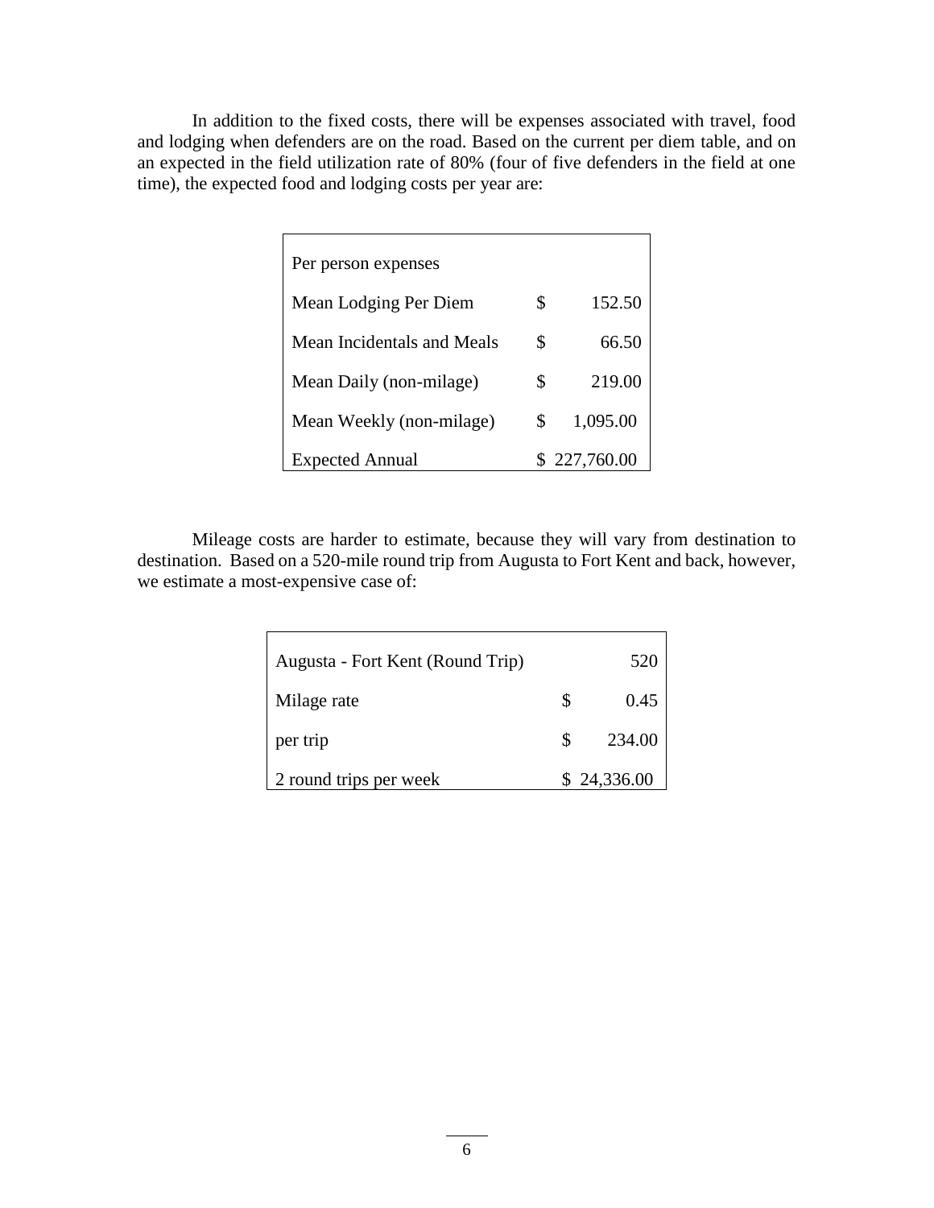In addition to the fixed costs, there will be expenses associated with travel, food and lodging when defenders are on the road. Based on the current per diem table, and on an expected in the field utilization rate of 80% (four of five defenders in the field at one time), the expected food and lodging costs per year are:

| Per person expenses | |
|---|---|
| Mean Lodging Per Diem | $ 152.50 |
| Mean Incidentals and Meals | $ 66.50 |
| Mean Daily (non-milage) | $ 219.00 |
| Mean Weekly (non-milage) | $ 1,095.00 |
| Expected Annual | $ 227,760.00 |

Mileage costs are harder to estimate, because they will vary from destination to destination. Based on a 520-mile round trip from Augusta to Fort Kent and back, however, we estimate a most-expensive case of:

| | |
|---|---|
| Augusta - Fort Kent (Round Trip) | 520 |
| Milage rate | $ 0.45 |
| per trip | $ 234.00 |
| 2 round trips per week | $ 24,336.00 |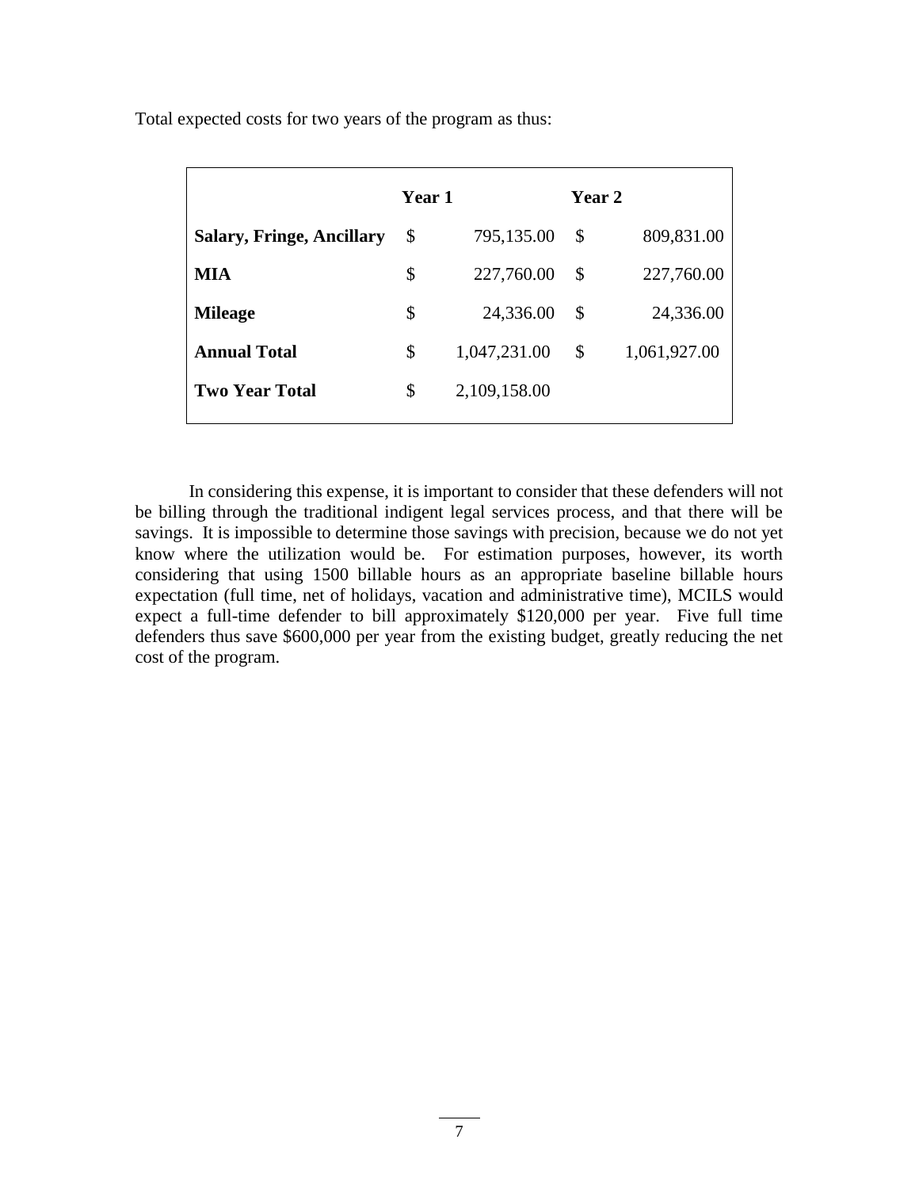Total expected costs for two years of the program as thus:

| | Year 1 | Year 2 |
|---|---|---|
| **Salary, Fringe, Ancillary** | $ 795,135.00 | $ 809,831.00 |
| **MIA** | $ 227,760.00 | $ 227,760.00 |
| **Mileage** | $ 24,336.00 | $ 24,336.00 |
| **Annual Total** | $ 1,047,231.00 | $ 1,061,927.00 |
| **Two Year Total** | $ 2,109,158.00 | |

In considering this expense, it is important to consider that these defenders will not be billing through the traditional indigent legal services process, and that there will be savings. It is impossible to determine those savings with precision, because we do not yet know where the utilization would be. For estimation purposes, however, its worth considering that using 1500 billable hours as an appropriate baseline billable hours expectation (full time, net of holidays, vacation and administrative time), MCILS would expect a full-time defender to bill approximately $120,000 per year. Five full time defenders thus save $600,000 per year from the existing budget, greatly reducing the net cost of the program.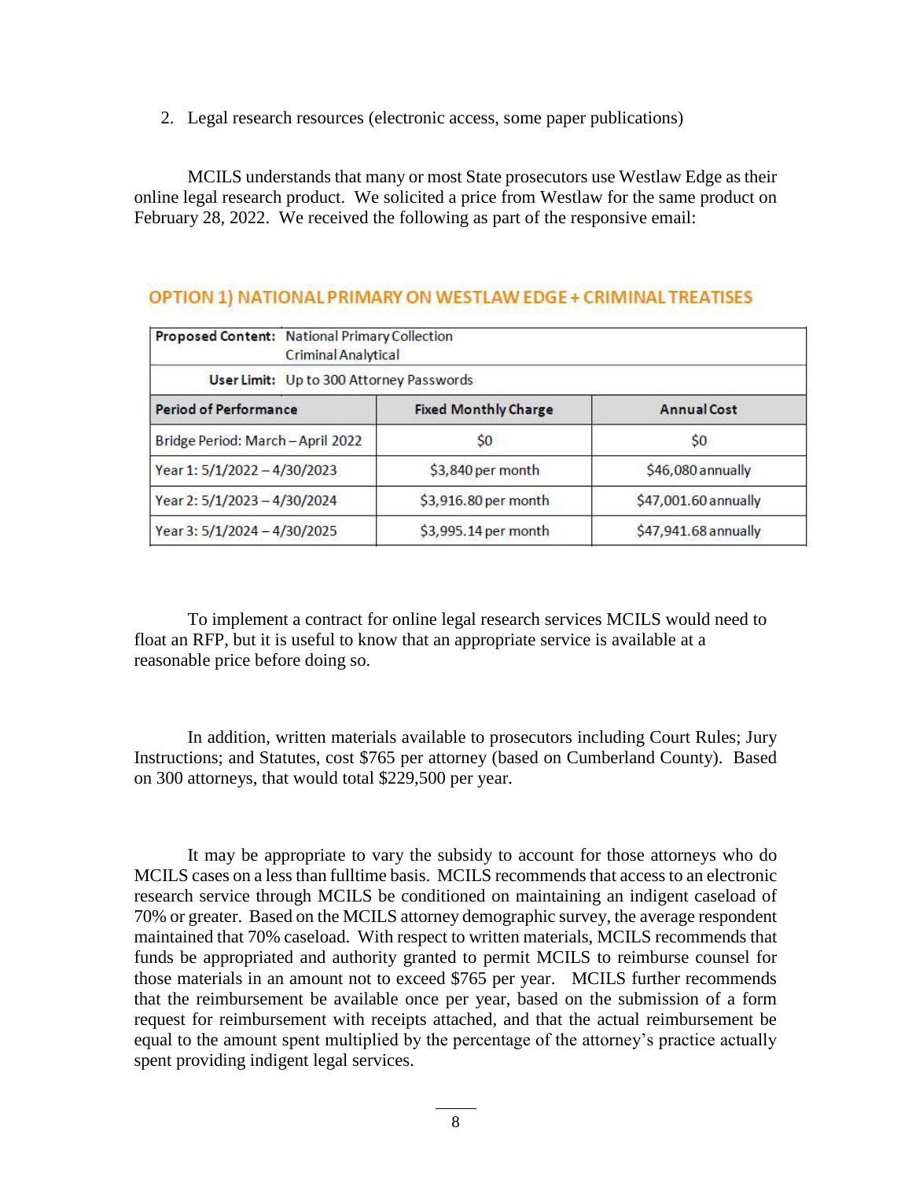2. Legal research resources (electronic access, some paper publications)

MCILS understands that many or most State prosecutors use Westlaw Edge as their online legal research product. We solicited a price from Westlaw for the same product on February 28, 2022. We received the following as part of the responsive email:

## OPTION 1) NATIONAL PRIMARY ON WESTLAW EDGE + CRIMINAL TREATISES

| **Proposed Content:** | National Primary Collection<br>Criminal Analytical | |
|---|---|---|
| **User Limit:** | Up to 300 Attorney Passwords | |
| **Period of Performance** | **Fixed Monthly Charge** | **Annual Cost** |
| Bridge Period: March – April 2022 | $0 | $0 |
| Year 1: 5/1/2022 – 4/30/2023 | $3,840 per month | $46,080 annually |
| Year 2: 5/1/2023 – 4/30/2024 | $3,916.80 per month | $47,001.60 annually |
| Year 3: 5/1/2024 – 4/30/2025 | $3,995.14 per month | $47,941.68 annually |

To implement a contract for online legal research services MCILS would need to float an RFP, but it is useful to know that an appropriate service is available at a reasonable price before doing so.

In addition, written materials available to prosecutors including Court Rules; Jury Instructions; and Statutes, cost $765 per attorney (based on Cumberland County). Based on 300 attorneys, that would total $229,500 per year.

It may be appropriate to vary the subsidy to account for those attorneys who do MCILS cases on a less than fulltime basis. MCILS recommends that access to an electronic research service through MCILS be conditioned on maintaining an indigent caseload of 70% or greater. Based on the MCILS attorney demographic survey, the average respondent maintained that 70% caseload. With respect to written materials, MCILS recommends that funds be appropriated and authority granted to permit MCILS to reimburse counsel for those materials in an amount not to exceed $765 per year. MCILS further recommends that the reimbursement be available once per year, based on the submission of a form request for reimbursement with receipts attached, and that the actual reimbursement be equal to the amount spent multiplied by the percentage of the attorney's practice actually spent providing indigent legal services.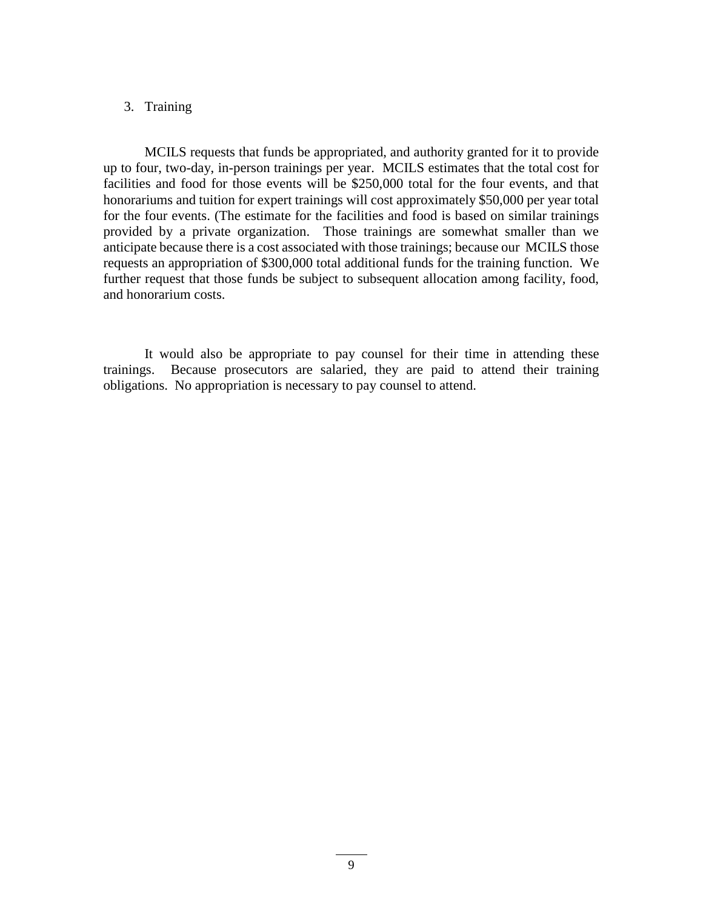3. Training

MCILS requests that funds be appropriated, and authority granted for it to provide up to four, two-day, in-person trainings per year. MCILS estimates that the total cost for facilities and food for those events will be $250,000 total for the four events, and that honorariums and tuition for expert trainings will cost approximately $50,000 per year total for the four events. (The estimate for the facilities and food is based on similar trainings provided by a private organization. Those trainings are somewhat smaller than we anticipate because there is a cost associated with those trainings; because our MCILS those requests an appropriation of $300,000 total additional funds for the training function. We further request that those funds be subject to subsequent allocation among facility, food, and honorarium costs.

It would also be appropriate to pay counsel for their time in attending these trainings. Because prosecutors are salaried, they are paid to attend their training obligations. No appropriation is necessary to pay counsel to attend.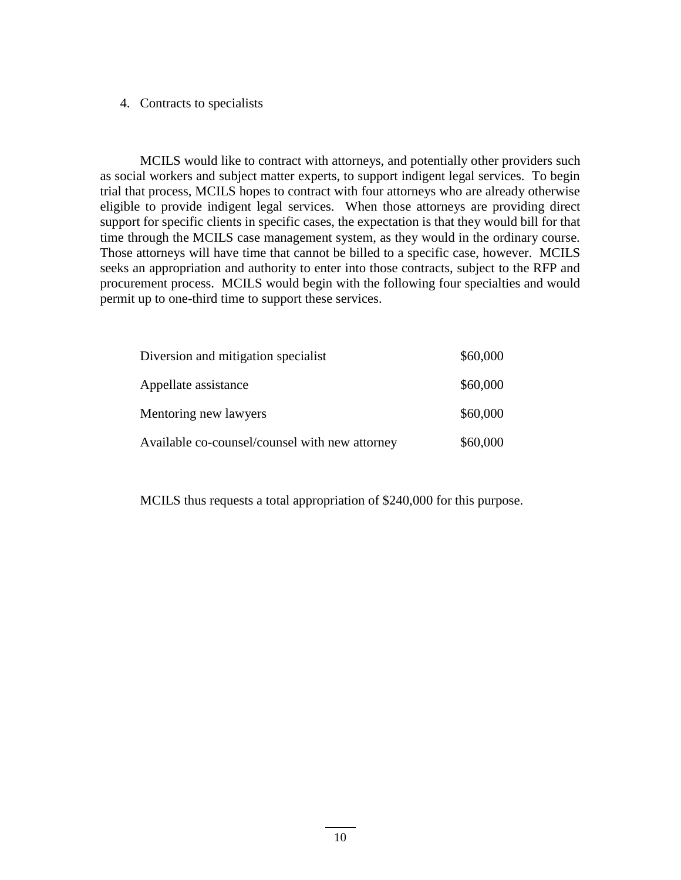4. Contracts to specialists

MCILS would like to contract with attorneys, and potentially other providers such as social workers and subject matter experts, to support indigent legal services. To begin trial that process, MCILS hopes to contract with four attorneys who are already otherwise eligible to provide indigent legal services. When those attorneys are providing direct support for specific clients in specific cases, the expectation is that they would bill for that time through the MCILS case management system, as they would in the ordinary course. Those attorneys will have time that cannot be billed to a specific case, however. MCILS seeks an appropriation and authority to enter into those contracts, subject to the RFP and procurement process. MCILS would begin with the following four specialties and would permit up to one-third time to support these services.

| | |
|---|---|
| Diversion and mitigation specialist | \$60,000 |
| Appellate assistance | \$60,000 |
| Mentoring new lawyers | \$60,000 |
| Available co-counsel/counsel with new attorney | \$60,000 |

MCILS thus requests a total appropriation of \$240,000 for this purpose.